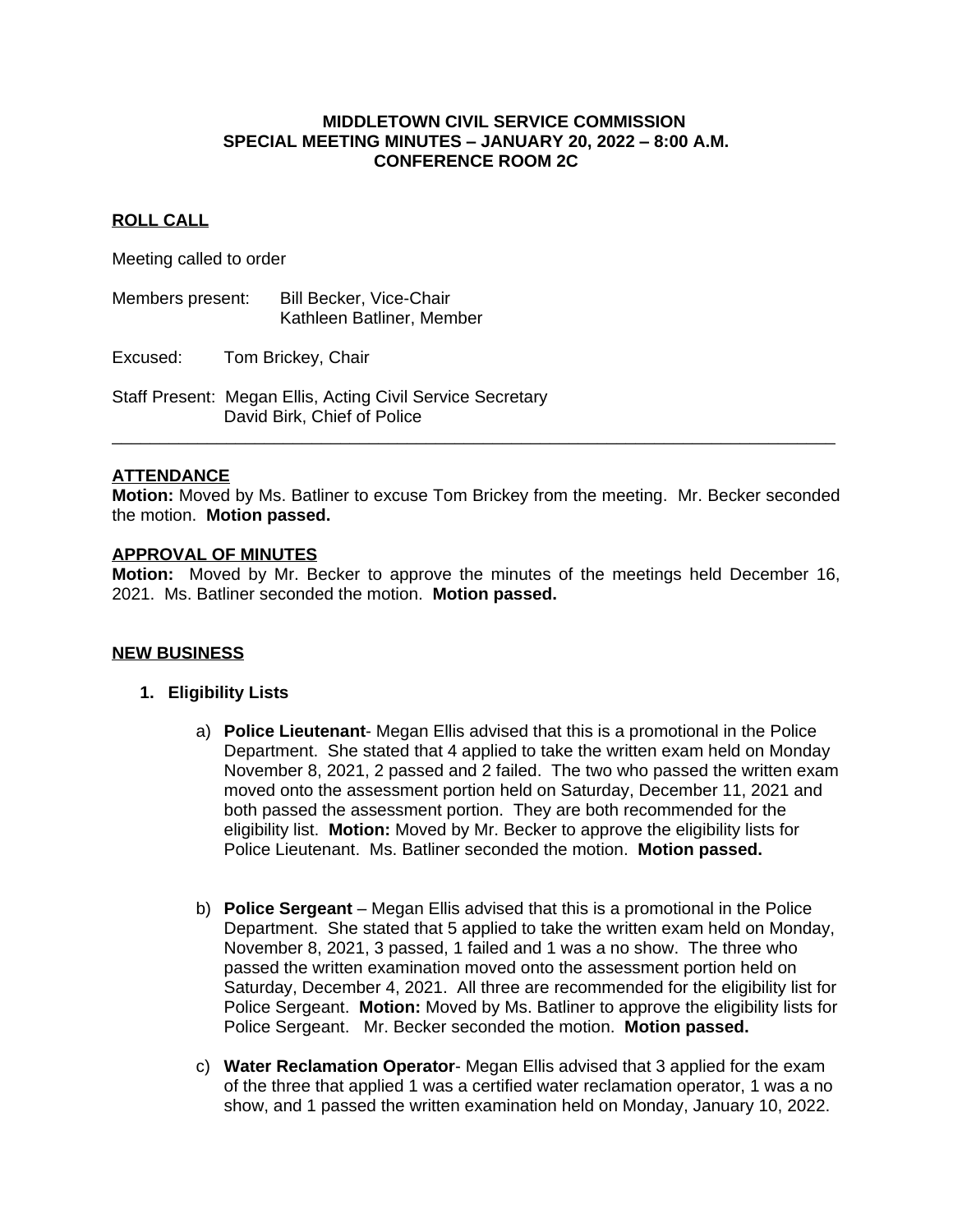**MIDDLETOWN CIVIL SERVICE COMMISSION**
**SPECIAL MEETING MINUTES – JANUARY 20, 2022 – 8:00 A.M.**
**CONFERENCE ROOM 2C**

## ROLL CALL

Meeting called to order

Members present: Bill Becker, Vice-Chair
Kathleen Batliner, Member

Excused: Tom Brickey, Chair

Staff Present: Megan Ellis, Acting Civil Service Secretary
David Birk, Chief of Police

---

## ATTENDANCE

**Motion:** Moved by Ms. Batliner to excuse Tom Brickey from the meeting. Mr. Becker seconded the motion. **Motion passed.**

## APPROVAL OF MINUTES

**Motion:** Moved by Mr. Becker to approve the minutes of the meetings held December 16, 2021. Ms. Batliner seconded the motion. **Motion passed.**

## NEW BUSINESS

1. **Eligibility Lists**

   a) **Police Lieutenant**- Megan Ellis advised that this is a promotional in the Police Department. She stated that 4 applied to take the written exam held on Monday November 8, 2021, 2 passed and 2 failed. The two who passed the written exam moved onto the assessment portion held on Saturday, December 11, 2021 and both passed the assessment portion. They are both recommended for the eligibility list. **Motion:** Moved by Mr. Becker to approve the eligibility lists for Police Lieutenant. Ms. Batliner seconded the motion. **Motion passed.**

   b) **Police Sergeant** – Megan Ellis advised that this is a promotional in the Police Department. She stated that 5 applied to take the written exam held on Monday, November 8, 2021, 3 passed, 1 failed and 1 was a no show. The three who passed the written examination moved onto the assessment portion held on Saturday, December 4, 2021. All three are recommended for the eligibility list for Police Sergeant. **Motion:** Moved by Ms. Batliner to approve the eligibility lists for Police Sergeant. Mr. Becker seconded the motion. **Motion passed.**

   c) **Water Reclamation Operator**- Megan Ellis advised that 3 applied for the exam of the three that applied 1 was a certified water reclamation operator, 1 was a no show, and 1 passed the written examination held on Monday, January 10, 2022.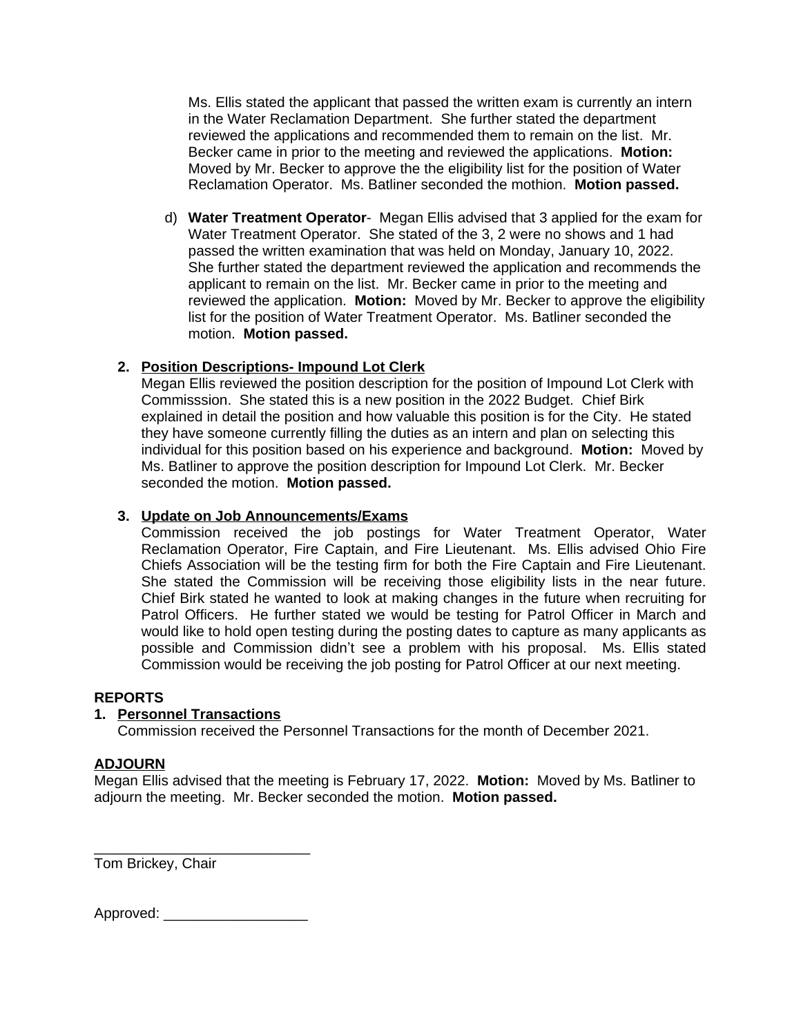Ms. Ellis stated the applicant that passed the written exam is currently an intern in the Water Reclamation Department. She further stated the department reviewed the applications and recommended them to remain on the list. Mr. Becker came in prior to the meeting and reviewed the applications. **Motion:** Moved by Mr. Becker to approve the the eligibility list for the position of Water Reclamation Operator. Ms. Batliner seconded the mothion. **Motion passed.**

d) **Water Treatment Operator**- Megan Ellis advised that 3 applied for the exam for Water Treatment Operator. She stated of the 3, 2 were no shows and 1 had passed the written examination that was held on Monday, January 10, 2022. She further stated the department reviewed the application and recommends the applicant to remain on the list. Mr. Becker came in prior to the meeting and reviewed the application. **Motion:** Moved by Mr. Becker to approve the eligibility list for the position of Water Treatment Operator. Ms. Batliner seconded the motion. **Motion passed.**

2. **Position Descriptions- Impound Lot Clerk**
   Megan Ellis reviewed the position description for the position of Impound Lot Clerk with Commisssion. She stated this is a new position in the 2022 Budget. Chief Birk explained in detail the position and how valuable this position is for the City. He stated they have someone currently filling the duties as an intern and plan on selecting this individual for this position based on his experience and background. **Motion:** Moved by Ms. Batliner to approve the position description for Impound Lot Clerk. Mr. Becker seconded the motion. **Motion passed.**

3. **Update on Job Announcements/Exams**
   Commission received the job postings for Water Treatment Operator, Water Reclamation Operator, Fire Captain, and Fire Lieutenant. Ms. Ellis advised Ohio Fire Chiefs Association will be the testing firm for both the Fire Captain and Fire Lieutenant. She stated the Commission will be receiving those eligibility lists in the near future. Chief Birk stated he wanted to look at making changes in the future when recruiting for Patrol Officers. He further stated we would be testing for Patrol Officer in March and would like to hold open testing during the posting dates to capture as many applicants as possible and Commission didn't see a problem with his proposal. Ms. Ellis stated Commission would be receiving the job posting for Patrol Officer at our next meeting.

**REPORTS**

1. **Personnel Transactions**
   Commission received the Personnel Transactions for the month of December 2021.

**ADJOURN**

Megan Ellis advised that the meeting is February 17, 2022. **Motion:** Moved by Ms. Batliner to adjourn the meeting. Mr. Becker seconded the motion. **Motion passed.**

___________________________
Tom Brickey, Chair

Approved: __________________